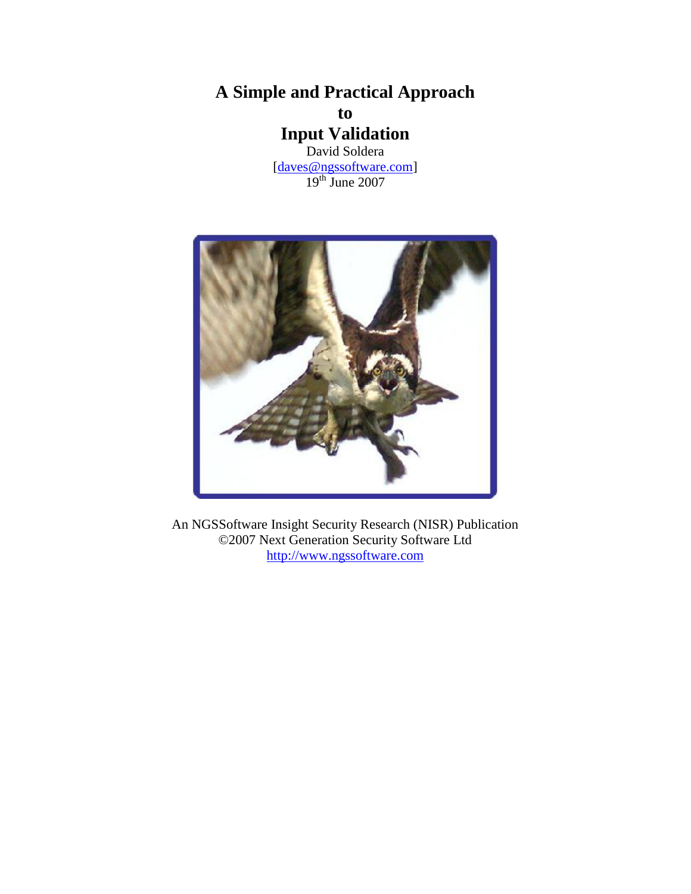# A Simple and Practical Approach to Input Validation

David Soldera
[daves@ngssoftware.com]
19th June 2007

An NGSSoftware Insight Security Research (NISR) Publication
©2007 Next Generation Security Software Ltd
http://www.ngssoftware.com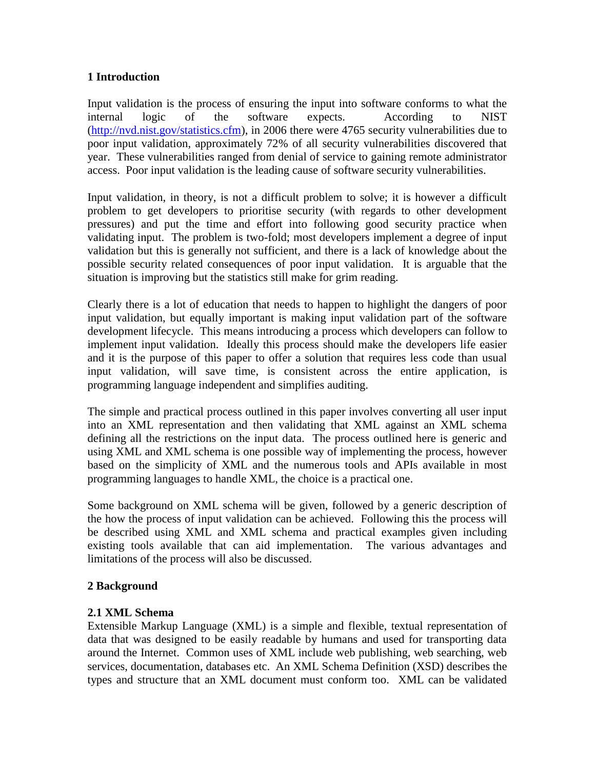## 1 Introduction

Input validation is the process of ensuring the input into software conforms to what the internal logic of the software expects. According to NIST (http://nvd.nist.gov/statistics.cfm), in 2006 there were 4765 security vulnerabilities due to poor input validation, approximately 72% of all security vulnerabilities discovered that year. These vulnerabilities ranged from denial of service to gaining remote administrator access. Poor input validation is the leading cause of software security vulnerabilities.

Input validation, in theory, is not a difficult problem to solve; it is however a difficult problem to get developers to prioritise security (with regards to other development pressures) and put the time and effort into following good security practice when validating input. The problem is two-fold; most developers implement a degree of input validation but this is generally not sufficient, and there is a lack of knowledge about the possible security related consequences of poor input validation. It is arguable that the situation is improving but the statistics still make for grim reading.

Clearly there is a lot of education that needs to happen to highlight the dangers of poor input validation, but equally important is making input validation part of the software development lifecycle. This means introducing a process which developers can follow to implement input validation. Ideally this process should make the developers life easier and it is the purpose of this paper to offer a solution that requires less code than usual input validation, will save time, is consistent across the entire application, is programming language independent and simplifies auditing.

The simple and practical process outlined in this paper involves converting all user input into an XML representation and then validating that XML against an XML schema defining all the restrictions on the input data. The process outlined here is generic and using XML and XML schema is one possible way of implementing the process, however based on the simplicity of XML and the numerous tools and APIs available in most programming languages to handle XML, the choice is a practical one.

Some background on XML schema will be given, followed by a generic description of the how the process of input validation can be achieved. Following this the process will be described using XML and XML schema and practical examples given including existing tools available that can aid implementation. The various advantages and limitations of the process will also be discussed.

## 2 Background

### 2.1 XML Schema

Extensible Markup Language (XML) is a simple and flexible, textual representation of data that was designed to be easily readable by humans and used for transporting data around the Internet. Common uses of XML include web publishing, web searching, web services, documentation, databases etc. An XML Schema Definition (XSD) describes the types and structure that an XML document must conform too. XML can be validated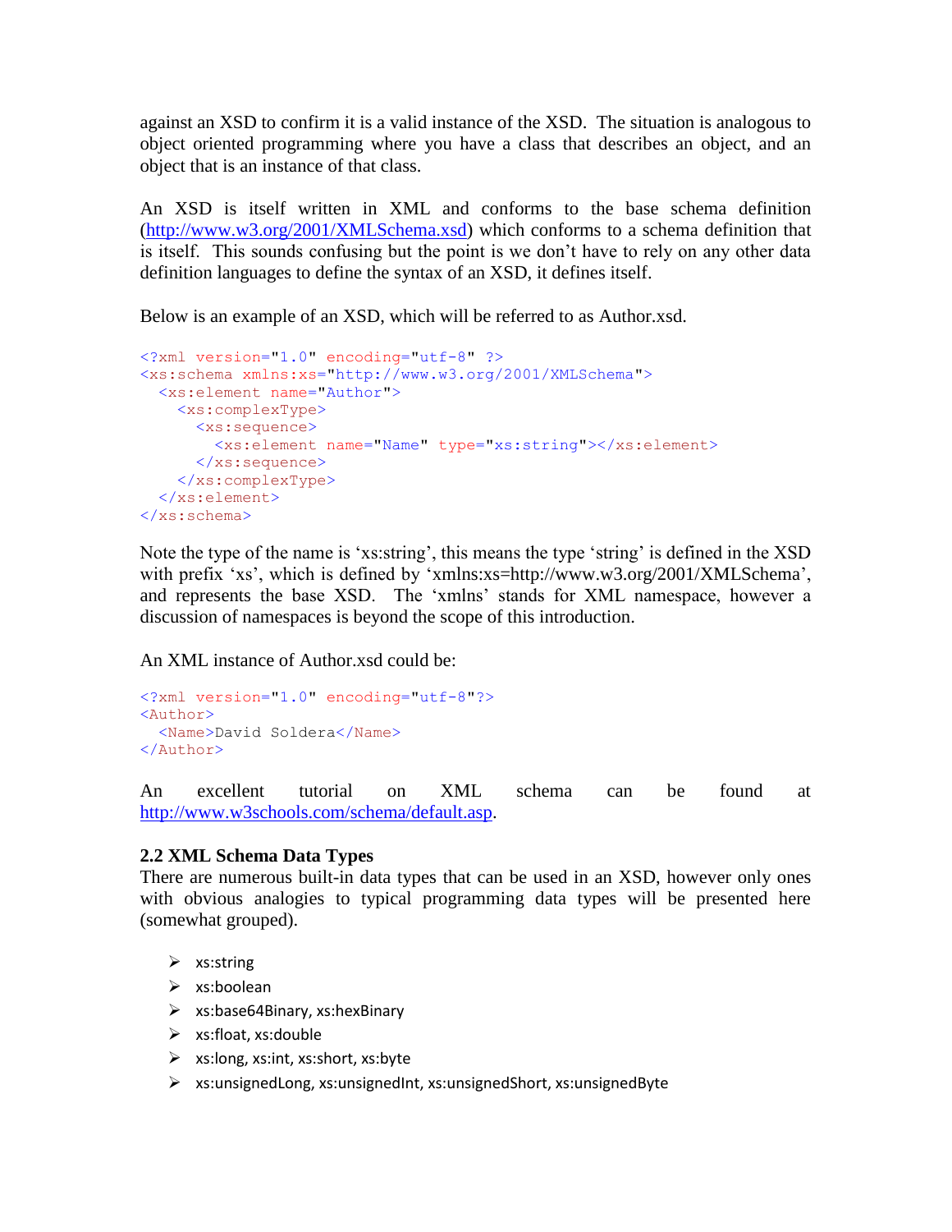against an XSD to confirm it is a valid instance of the XSD. The situation is analogous to object oriented programming where you have a class that describes an object, and an object that is an instance of that class.

An XSD is itself written in XML and conforms to the base schema definition (http://www.w3.org/2001/XMLSchema.xsd) which conforms to a schema definition that is itself. This sounds confusing but the point is we don't have to rely on any other data definition languages to define the syntax of an XSD, it defines itself.

Below is an example of an XSD, which will be referred to as Author.xsd.

```
<?xml version="1.0" encoding="utf-8" ?>
<xs:schema xmlns:xs="http://www.w3.org/2001/XMLSchema">
  <xs:element name="Author">
    <xs:complexType>
      <xs:sequence>
        <xs:element name="Name" type="xs:string"></xs:element>
      </xs:sequence>
    </xs:complexType>
  </xs:element>
</xs:schema>
```

Note the type of the name is 'xs:string', this means the type 'string' is defined in the XSD with prefix 'xs', which is defined by 'xmlns:xs=http://www.w3.org/2001/XMLSchema', and represents the base XSD. The 'xmlns' stands for XML namespace, however a discussion of namespaces is beyond the scope of this introduction.

An XML instance of Author.xsd could be:

```
<?xml version="1.0" encoding="utf-8"?>
<Author>
  <Name>David Soldera</Name>
</Author>
```

An excellent tutorial on XML schema can be found at http://www.w3schools.com/schema/default.asp.

### 2.2 XML Schema Data Types

There are numerous built-in data types that can be used in an XSD, however only ones with obvious analogies to typical programming data types will be presented here (somewhat grouped).

- xs:string
- xs:boolean
- xs:base64Binary, xs:hexBinary
- xs:float, xs:double
- xs:long, xs:int, xs:short, xs:byte
- xs:unsignedLong, xs:unsignedInt, xs:unsignedShort, xs:unsignedByte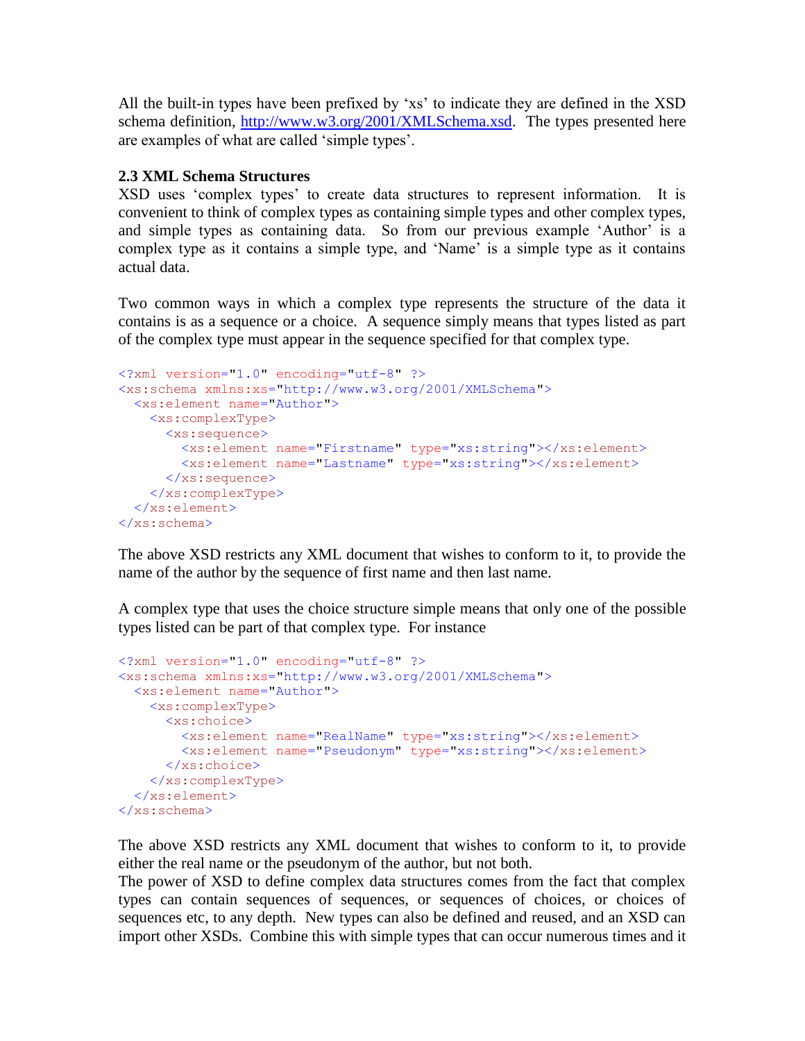All the built-in types have been prefixed by 'xs' to indicate they are defined in the XSD schema definition, http://www.w3.org/2001/XMLSchema.xsd. The types presented here are examples of what are called 'simple types'.

**2.3 XML Schema Structures**

XSD uses 'complex types' to create data structures to represent information. It is convenient to think of complex types as containing simple types and other complex types, and simple types as containing data. So from our previous example 'Author' is a complex type as it contains a simple type, and 'Name' is a simple type as it contains actual data.

Two common ways in which a complex type represents the structure of the data it contains is as a sequence or a choice. A sequence simply means that types listed as part of the complex type must appear in the sequence specified for that complex type.

```
<?xml version="1.0" encoding="utf-8" ?>
<xs:schema xmlns:xs="http://www.w3.org/2001/XMLSchema">
  <xs:element name="Author">
    <xs:complexType>
      <xs:sequence>
        <xs:element name="Firstname" type="xs:string"></xs:element>
        <xs:element name="Lastname" type="xs:string"></xs:element>
      </xs:sequence>
    </xs:complexType>
  </xs:element>
</xs:schema>
```

The above XSD restricts any XML document that wishes to conform to it, to provide the name of the author by the sequence of first name and then last name.

A complex type that uses the choice structure simple means that only one of the possible types listed can be part of that complex type. For instance

```
<?xml version="1.0" encoding="utf-8" ?>
<xs:schema xmlns:xs="http://www.w3.org/2001/XMLSchema">
  <xs:element name="Author">
    <xs:complexType>
      <xs:choice>
        <xs:element name="RealName" type="xs:string"></xs:element>
        <xs:element name="Pseudonym" type="xs:string"></xs:element>
      </xs:choice>
    </xs:complexType>
  </xs:element>
</xs:schema>
```

The above XSD restricts any XML document that wishes to conform to it, to provide either the real name or the pseudonym of the author, but not both.
The power of XSD to define complex data structures comes from the fact that complex types can contain sequences of sequences, or sequences of choices, or choices of sequences etc, to any depth. New types can also be defined and reused, and an XSD can import other XSDs. Combine this with simple types that can occur numerous times and it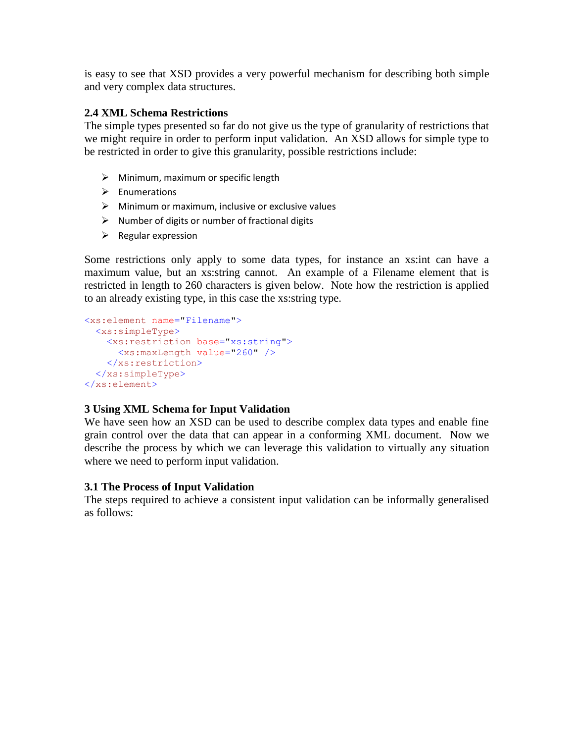is easy to see that XSD provides a very powerful mechanism for describing both simple and very complex data structures.

### 2.4 XML Schema Restrictions

The simple types presented so far do not give us the type of granularity of restrictions that we might require in order to perform input validation. An XSD allows for simple type to be restricted in order to give this granularity, possible restrictions include:

- Minimum, maximum or specific length
- Enumerations
- Minimum or maximum, inclusive or exclusive values
- Number of digits or number of fractional digits
- Regular expression

Some restrictions only apply to some data types, for instance an xs:int can have a maximum value, but an xs:string cannot. An example of a Filename element that is restricted in length to 260 characters is given below. Note how the restriction is applied to an already existing type, in this case the xs:string type.

```
<xs:element name="Filename">
  <xs:simpleType>
    <xs:restriction base="xs:string">
      <xs:maxLength value="260" />
    </xs:restriction>
  </xs:simpleType>
</xs:element>
```

## 3 Using XML Schema for Input Validation

We have seen how an XSD can be used to describe complex data types and enable fine grain control over the data that can appear in a conforming XML document. Now we describe the process by which we can leverage this validation to virtually any situation where we need to perform input validation.

### 3.1 The Process of Input Validation

The steps required to achieve a consistent input validation can be informally generalised as follows: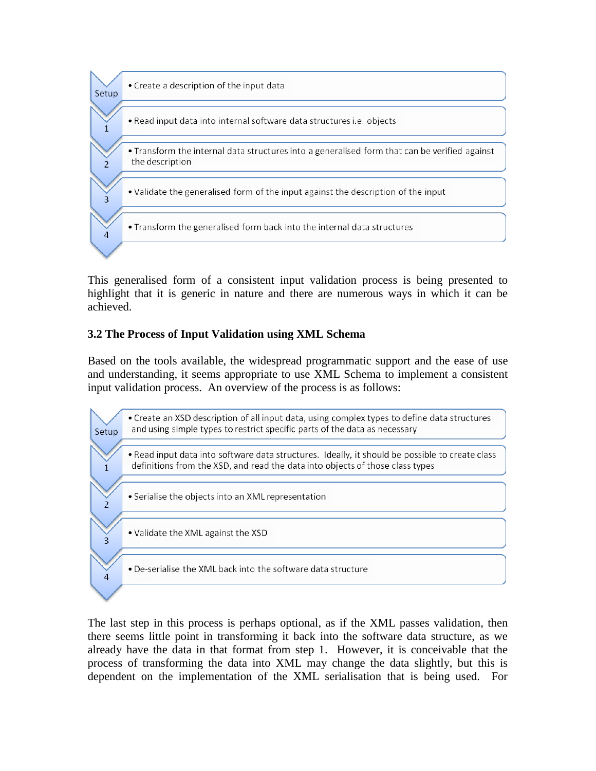- **Setup** – Create a description of the input data
- **1** – Read input data into internal software data structures i.e. objects
- **2** – Transform the internal data structures into a generalised form that can be verified against the description
- **3** – Validate the generalised form of the input against the description of the input
- **4** – Transform the generalised form back into the internal data structures

This generalised form of a consistent input validation process is being presented to highlight that it is generic in nature and there are numerous ways in which it can be achieved.

### 3.2 The Process of Input Validation using XML Schema

Based on the tools available, the widespread programmatic support and the ease of use and understanding, it seems appropriate to use XML Schema to implement a consistent input validation process. An overview of the process is as follows:

- **Setup** – Create an XSD description of all input data, using complex types to define data structures and using simple types to restrict specific parts of the data as necessary
- **1** – Read input data into software data structures. Ideally, it should be possible to create class definitions from the XSD, and read the data into objects of those class types
- **2** – Serialise the objects into an XML representation
- **3** – Validate the XML against the XSD
- **4** – De-serialise the XML back into the software data structure

The last step in this process is perhaps optional, as if the XML passes validation, then there seems little point in transforming it back into the software data structure, as we already have the data in that format from step 1. However, it is conceivable that the process of transforming the data into XML may change the data slightly, but this is dependent on the implementation of the XML serialisation that is being used. For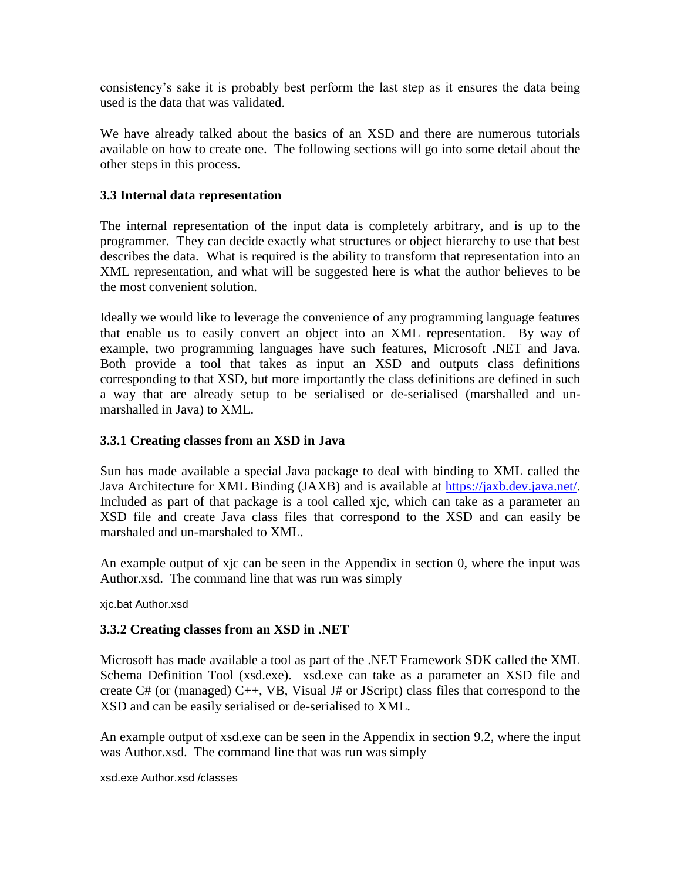consistency's sake it is probably best perform the last step as it ensures the data being used is the data that was validated.

We have already talked about the basics of an XSD and there are numerous tutorials available on how to create one. The following sections will go into some detail about the other steps in this process.

### 3.3 Internal data representation

The internal representation of the input data is completely arbitrary, and is up to the programmer. They can decide exactly what structures or object hierarchy to use that best describes the data. What is required is the ability to transform that representation into an XML representation, and what will be suggested here is what the author believes to be the most convenient solution.

Ideally we would like to leverage the convenience of any programming language features that enable us to easily convert an object into an XML representation. By way of example, two programming languages have such features, Microsoft .NET and Java. Both provide a tool that takes as input an XSD and outputs class definitions corresponding to that XSD, but more importantly the class definitions are defined in such a way that are already setup to be serialised or de-serialised (marshalled and un-marshalled in Java) to XML.

#### 3.3.1 Creating classes from an XSD in Java

Sun has made available a special Java package to deal with binding to XML called the Java Architecture for XML Binding (JAXB) and is available at [https://jaxb.dev.java.net/](https://jaxb.dev.java.net/). Included as part of that package is a tool called xjc, which can take as a parameter an XSD file and create Java class files that correspond to the XSD and can easily be marshaled and un-marshaled to XML.

An example output of xjc can be seen in the Appendix in section 0, where the input was Author.xsd. The command line that was run was simply

```
xjc.bat Author.xsd
```

#### 3.3.2 Creating classes from an XSD in .NET

Microsoft has made available a tool as part of the .NET Framework SDK called the XML Schema Definition Tool (xsd.exe). xsd.exe can take as a parameter an XSD file and create C# (or (managed) C++, VB, Visual J# or JScript) class files that correspond to the XSD and can be easily serialised or de-serialised to XML.

An example output of xsd.exe can be seen in the Appendix in section 9.2, where the input was Author.xsd. The command line that was run was simply

```
xsd.exe Author.xsd /classes
```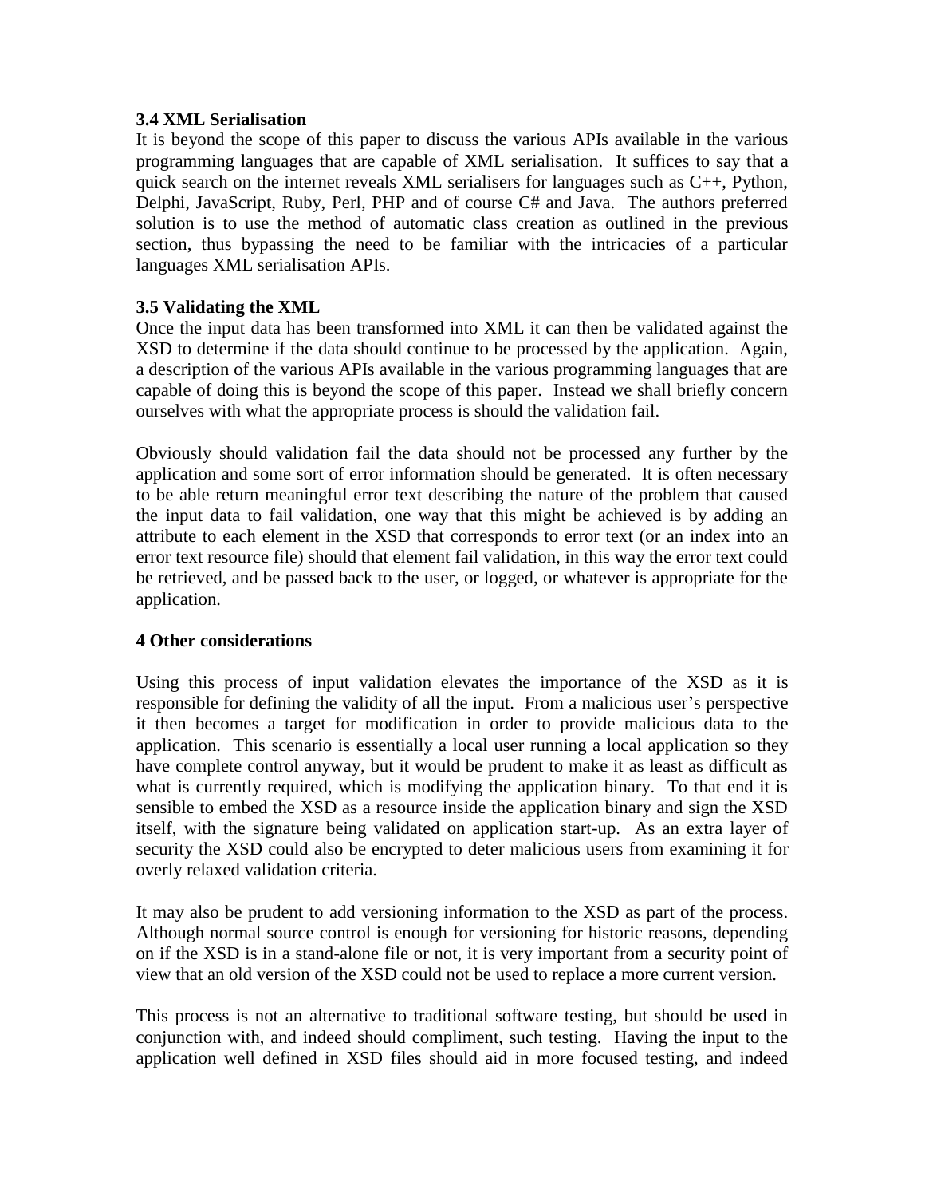### 3.4 XML Serialisation

It is beyond the scope of this paper to discuss the various APIs available in the various programming languages that are capable of XML serialisation. It suffices to say that a quick search on the internet reveals XML serialisers for languages such as C++, Python, Delphi, JavaScript, Ruby, Perl, PHP and of course C# and Java. The authors preferred solution is to use the method of automatic class creation as outlined in the previous section, thus bypassing the need to be familiar with the intricacies of a particular languages XML serialisation APIs.

### 3.5 Validating the XML

Once the input data has been transformed into XML it can then be validated against the XSD to determine if the data should continue to be processed by the application. Again, a description of the various APIs available in the various programming languages that are capable of doing this is beyond the scope of this paper. Instead we shall briefly concern ourselves with what the appropriate process is should the validation fail.

Obviously should validation fail the data should not be processed any further by the application and some sort of error information should be generated. It is often necessary to be able return meaningful error text describing the nature of the problem that caused the input data to fail validation, one way that this might be achieved is by adding an attribute to each element in the XSD that corresponds to error text (or an index into an error text resource file) should that element fail validation, in this way the error text could be retrieved, and be passed back to the user, or logged, or whatever is appropriate for the application.

## 4 Other considerations

Using this process of input validation elevates the importance of the XSD as it is responsible for defining the validity of all the input. From a malicious user's perspective it then becomes a target for modification in order to provide malicious data to the application. This scenario is essentially a local user running a local application so they have complete control anyway, but it would be prudent to make it as least as difficult as what is currently required, which is modifying the application binary. To that end it is sensible to embed the XSD as a resource inside the application binary and sign the XSD itself, with the signature being validated on application start-up. As an extra layer of security the XSD could also be encrypted to deter malicious users from examining it for overly relaxed validation criteria.

It may also be prudent to add versioning information to the XSD as part of the process. Although normal source control is enough for versioning for historic reasons, depending on if the XSD is in a stand-alone file or not, it is very important from a security point of view that an old version of the XSD could not be used to replace a more current version.

This process is not an alternative to traditional software testing, but should be used in conjunction with, and indeed should compliment, such testing. Having the input to the application well defined in XSD files should aid in more focused testing, and indeed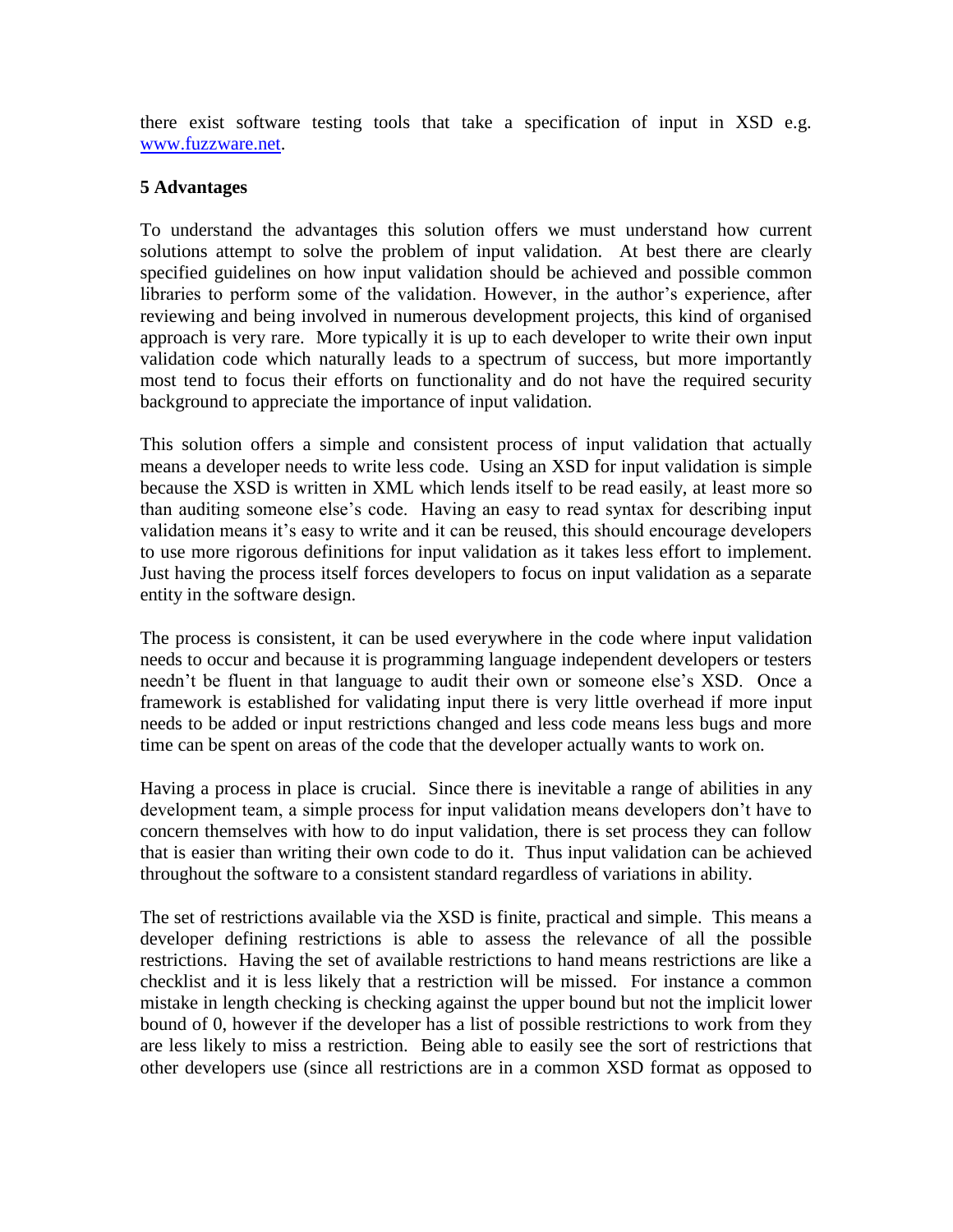there exist software testing tools that take a specification of input in XSD e.g. [www.fuzzware.net](http://www.fuzzware.net).

**5 Advantages**

To understand the advantages this solution offers we must understand how current solutions attempt to solve the problem of input validation. At best there are clearly specified guidelines on how input validation should be achieved and possible common libraries to perform some of the validation. However, in the author's experience, after reviewing and being involved in numerous development projects, this kind of organised approach is very rare. More typically it is up to each developer to write their own input validation code which naturally leads to a spectrum of success, but more importantly most tend to focus their efforts on functionality and do not have the required security background to appreciate the importance of input validation.

This solution offers a simple and consistent process of input validation that actually means a developer needs to write less code. Using an XSD for input validation is simple because the XSD is written in XML which lends itself to be read easily, at least more so than auditing someone else's code. Having an easy to read syntax for describing input validation means it's easy to write and it can be reused, this should encourage developers to use more rigorous definitions for input validation as it takes less effort to implement. Just having the process itself forces developers to focus on input validation as a separate entity in the software design.

The process is consistent, it can be used everywhere in the code where input validation needs to occur and because it is programming language independent developers or testers needn't be fluent in that language to audit their own or someone else's XSD. Once a framework is established for validating input there is very little overhead if more input needs to be added or input restrictions changed and less code means less bugs and more time can be spent on areas of the code that the developer actually wants to work on.

Having a process in place is crucial. Since there is inevitable a range of abilities in any development team, a simple process for input validation means developers don't have to concern themselves with how to do input validation, there is set process they can follow that is easier than writing their own code to do it. Thus input validation can be achieved throughout the software to a consistent standard regardless of variations in ability.

The set of restrictions available via the XSD is finite, practical and simple. This means a developer defining restrictions is able to assess the relevance of all the possible restrictions. Having the set of available restrictions to hand means restrictions are like a checklist and it is less likely that a restriction will be missed. For instance a common mistake in length checking is checking against the upper bound but not the implicit lower bound of 0, however if the developer has a list of possible restrictions to work from they are less likely to miss a restriction. Being able to easily see the sort of restrictions that other developers use (since all restrictions are in a common XSD format as opposed to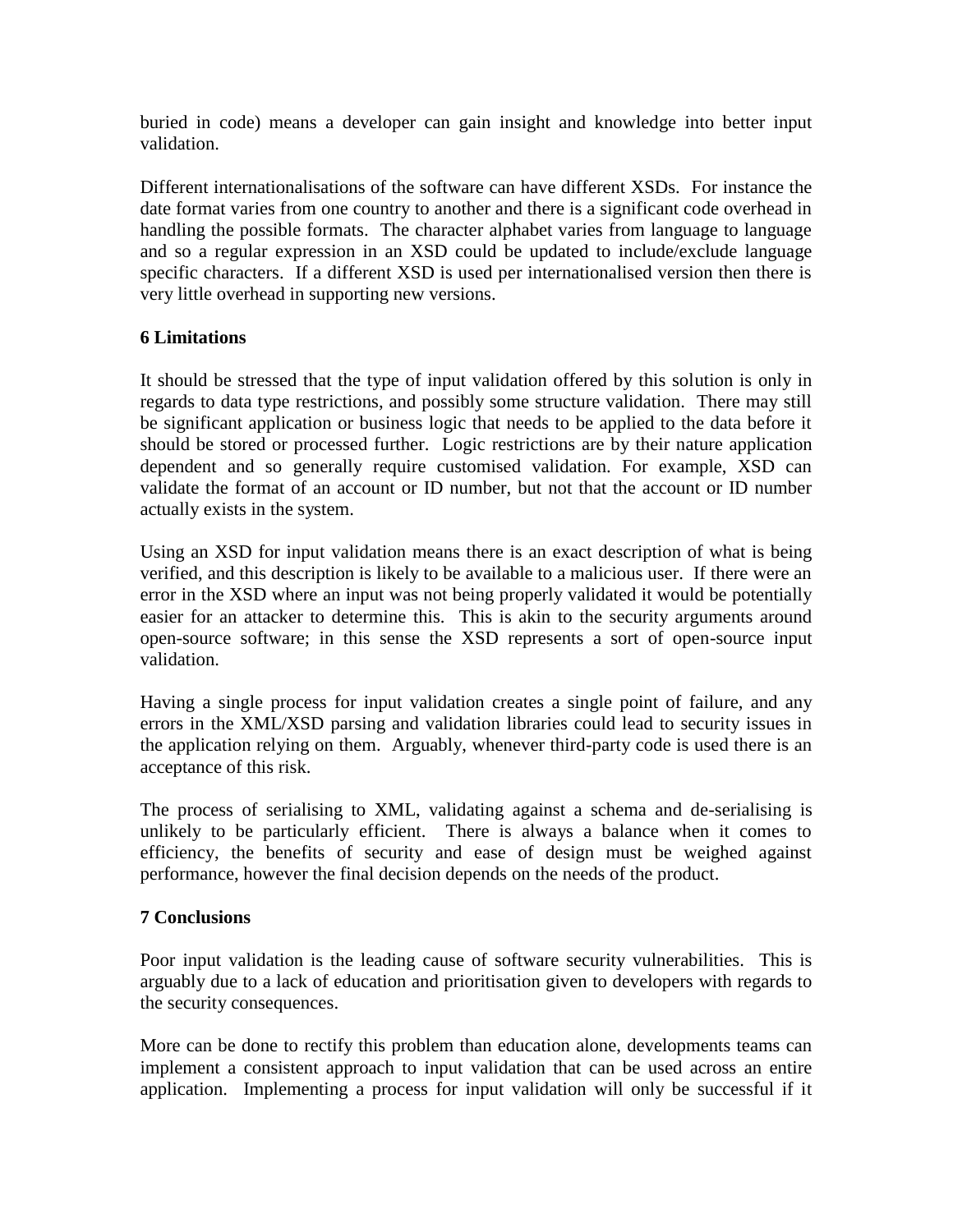buried in code) means a developer can gain insight and knowledge into better input validation.

Different internationalisations of the software can have different XSDs. For instance the date format varies from one country to another and there is a significant code overhead in handling the possible formats. The character alphabet varies from language to language and so a regular expression in an XSD could be updated to include/exclude language specific characters. If a different XSD is used per internationalised version then there is very little overhead in supporting new versions.

## 6 Limitations

It should be stressed that the type of input validation offered by this solution is only in regards to data type restrictions, and possibly some structure validation. There may still be significant application or business logic that needs to be applied to the data before it should be stored or processed further. Logic restrictions are by their nature application dependent and so generally require customised validation. For example, XSD can validate the format of an account or ID number, but not that the account or ID number actually exists in the system.

Using an XSD for input validation means there is an exact description of what is being verified, and this description is likely to be available to a malicious user. If there were an error in the XSD where an input was not being properly validated it would be potentially easier for an attacker to determine this. This is akin to the security arguments around open-source software; in this sense the XSD represents a sort of open-source input validation.

Having a single process for input validation creates a single point of failure, and any errors in the XML/XSD parsing and validation libraries could lead to security issues in the application relying on them. Arguably, whenever third-party code is used there is an acceptance of this risk.

The process of serialising to XML, validating against a schema and de-serialising is unlikely to be particularly efficient. There is always a balance when it comes to efficiency, the benefits of security and ease of design must be weighed against performance, however the final decision depends on the needs of the product.

## 7 Conclusions

Poor input validation is the leading cause of software security vulnerabilities. This is arguably due to a lack of education and prioritisation given to developers with regards to the security consequences.

More can be done to rectify this problem than education alone, developments teams can implement a consistent approach to input validation that can be used across an entire application. Implementing a process for input validation will only be successful if it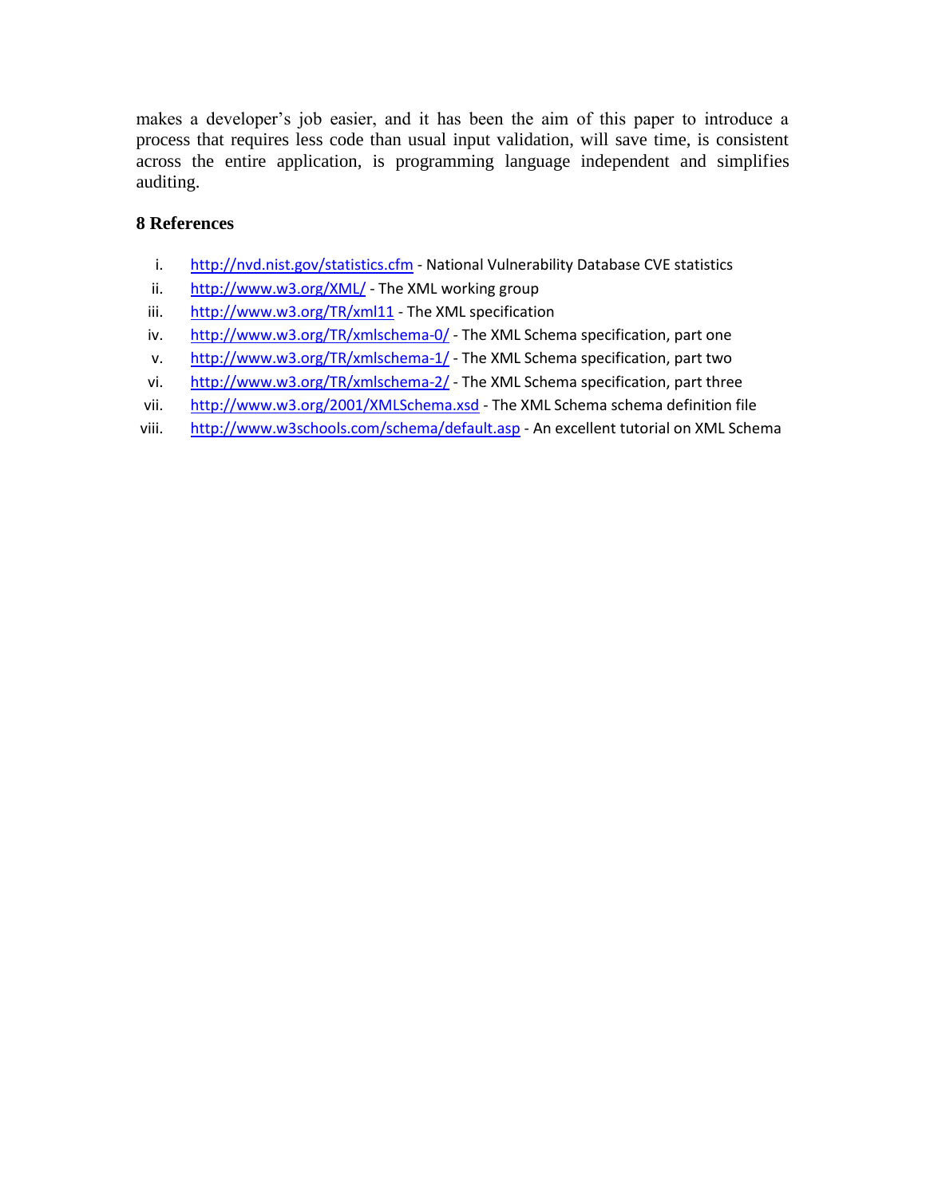makes a developer's job easier, and it has been the aim of this paper to introduce a process that requires less code than usual input validation, will save time, is consistent across the entire application, is programming language independent and simplifies auditing.

## 8 References

i. http://nvd.nist.gov/statistics.cfm - National Vulnerability Database CVE statistics
ii. http://www.w3.org/XML/ - The XML working group
iii. http://www.w3.org/TR/xml11 - The XML specification
iv. http://www.w3.org/TR/xmlschema-0/ - The XML Schema specification, part one
v. http://www.w3.org/TR/xmlschema-1/ - The XML Schema specification, part two
vi. http://www.w3.org/TR/xmlschema-2/ - The XML Schema specification, part three
vii. http://www.w3.org/2001/XMLSchema.xsd - The XML Schema schema definition file
viii. http://www.w3schools.com/schema/default.asp - An excellent tutorial on XML Schema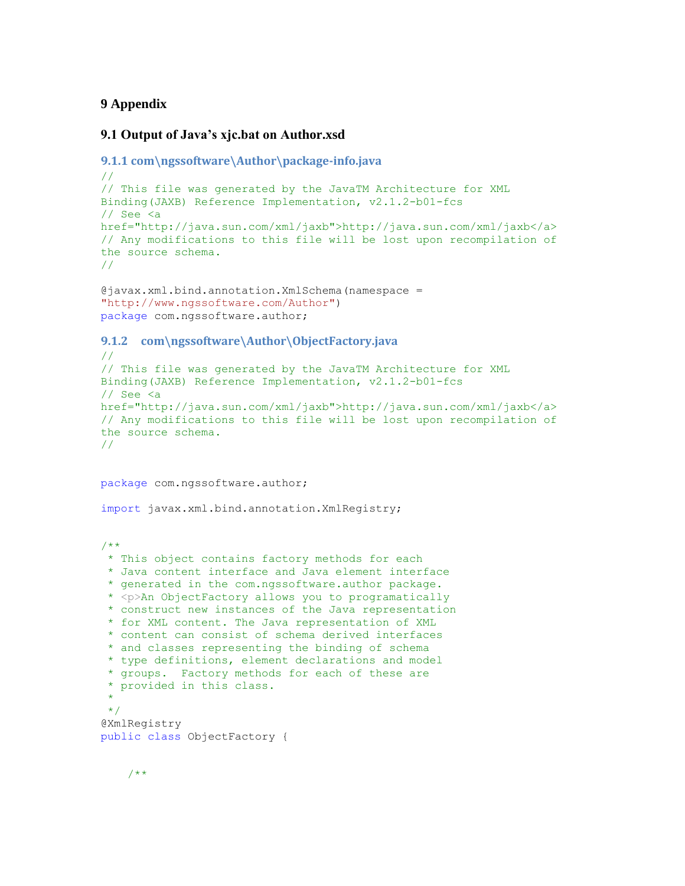# 9 Appendix

## 9.1 Output of Java's xjc.bat on Author.xsd

### 9.1.1 com\ngssoftware\Author\package-info.java

```
//
// This file was generated by the JavaTM Architecture for XML
Binding(JAXB) Reference Implementation, v2.1.2-b01-fcs
// See <a
href="http://java.sun.com/xml/jaxb">http://java.sun.com/xml/jaxb</a>
// Any modifications to this file will be lost upon recompilation of
the source schema.
//

@javax.xml.bind.annotation.XmlSchema(namespace =
"http://www.ngssoftware.com/Author")
package com.ngssoftware.author;
```

### 9.1.2 com\ngssoftware\Author\ObjectFactory.java

```
//
// This file was generated by the JavaTM Architecture for XML
Binding(JAXB) Reference Implementation, v2.1.2-b01-fcs
// See <a
href="http://java.sun.com/xml/jaxb">http://java.sun.com/xml/jaxb</a>
// Any modifications to this file will be lost upon recompilation of
the source schema.
//


package com.ngssoftware.author;

import javax.xml.bind.annotation.XmlRegistry;


/**
 * This object contains factory methods for each
 * Java content interface and Java element interface
 * generated in the com.ngssoftware.author package.
 * <p>An ObjectFactory allows you to programatically
 * construct new instances of the Java representation
 * for XML content. The Java representation of XML
 * content can consist of schema derived interfaces
 * and classes representing the binding of schema
 * type definitions, element declarations and model
 * groups.  Factory methods for each of these are
 * provided in this class.
 *
 */
@XmlRegistry
public class ObjectFactory {


    /**
```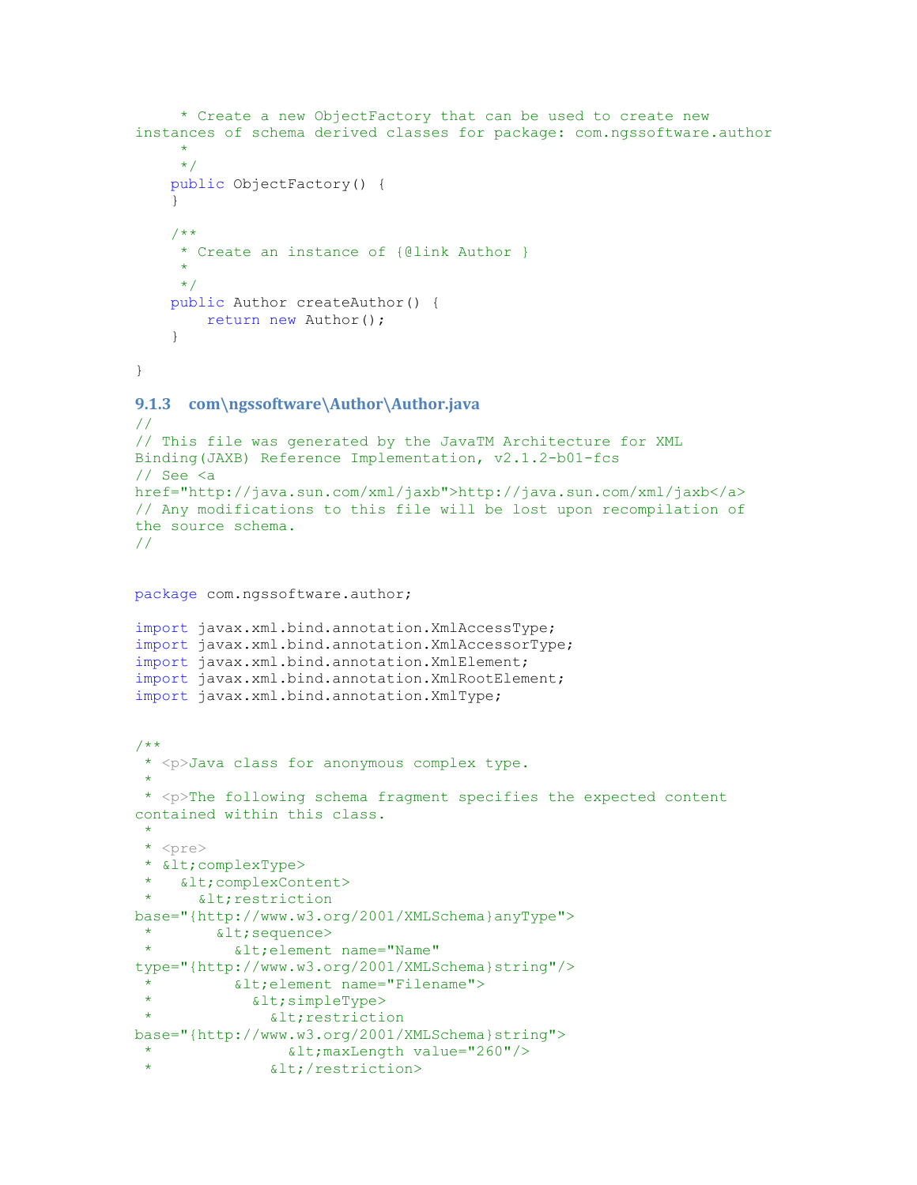```
     * Create a new ObjectFactory that can be used to create new
instances of schema derived classes for package: com.ngssoftware.author
     *
     */
    public ObjectFactory() {
    }

    /**
     * Create an instance of {@link Author }
     *
     */
    public Author createAuthor() {
        return new Author();
    }

}
```

### 9.1.3 com\ngssoftware\Author\Author.java

```
//
// This file was generated by the JavaTM Architecture for XML
Binding(JAXB) Reference Implementation, v2.1.2-b01-fcs
// See <a
href="http://java.sun.com/xml/jaxb">http://java.sun.com/xml/jaxb</a>
// Any modifications to this file will be lost upon recompilation of
the source schema.
//


package com.ngssoftware.author;

import javax.xml.bind.annotation.XmlAccessType;
import javax.xml.bind.annotation.XmlAccessorType;
import javax.xml.bind.annotation.XmlElement;
import javax.xml.bind.annotation.XmlRootElement;
import javax.xml.bind.annotation.XmlType;


/**
 * <p>Java class for anonymous complex type.
 *
 * <p>The following schema fragment specifies the expected content
contained within this class.
 *
 * <pre>
 * &lt;complexType>
 *   &lt;complexContent>
 *     &lt;restriction
base="{http://www.w3.org/2001/XMLSchema}anyType">
 *       &lt;sequence>
 *         &lt;element name="Name"
type="{http://www.w3.org/2001/XMLSchema}string"/>
 *         &lt;element name="Filename">
 *           &lt;simpleType>
 *             &lt;restriction
base="{http://www.w3.org/2001/XMLSchema}string">
 *               &lt;maxLength value="260"/>
 *             &lt;/restriction>
```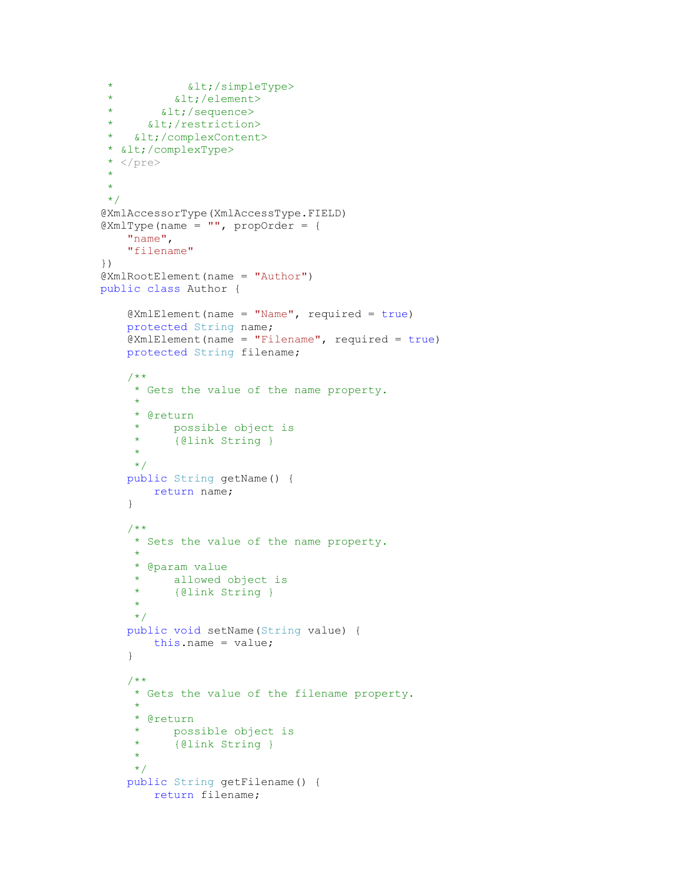```
 *           &lt;/simpleType>
 *         &lt;/element>
 *       &lt;/sequence>
 *     &lt;/restriction>
 *   &lt;/complexContent>
 * &lt;/complexType>
 * </pre>
 *
 *
 */
@XmlAccessorType(XmlAccessType.FIELD)
@XmlType(name = "", propOrder = {
    "name",
    "filename"
})
@XmlRootElement(name = "Author")
public class Author {

    @XmlElement(name = "Name", required = true)
    protected String name;
    @XmlElement(name = "Filename", required = true)
    protected String filename;

    /**
     * Gets the value of the name property.
     *
     * @return
     *     possible object is
     *     {@link String }
     *
     */
    public String getName() {
        return name;
    }

    /**
     * Sets the value of the name property.
     *
     * @param value
     *     allowed object is
     *     {@link String }
     *
     */
    public void setName(String value) {
        this.name = value;
    }

    /**
     * Gets the value of the filename property.
     *
     * @return
     *     possible object is
     *     {@link String }
     *
     */
    public String getFilename() {
        return filename;
```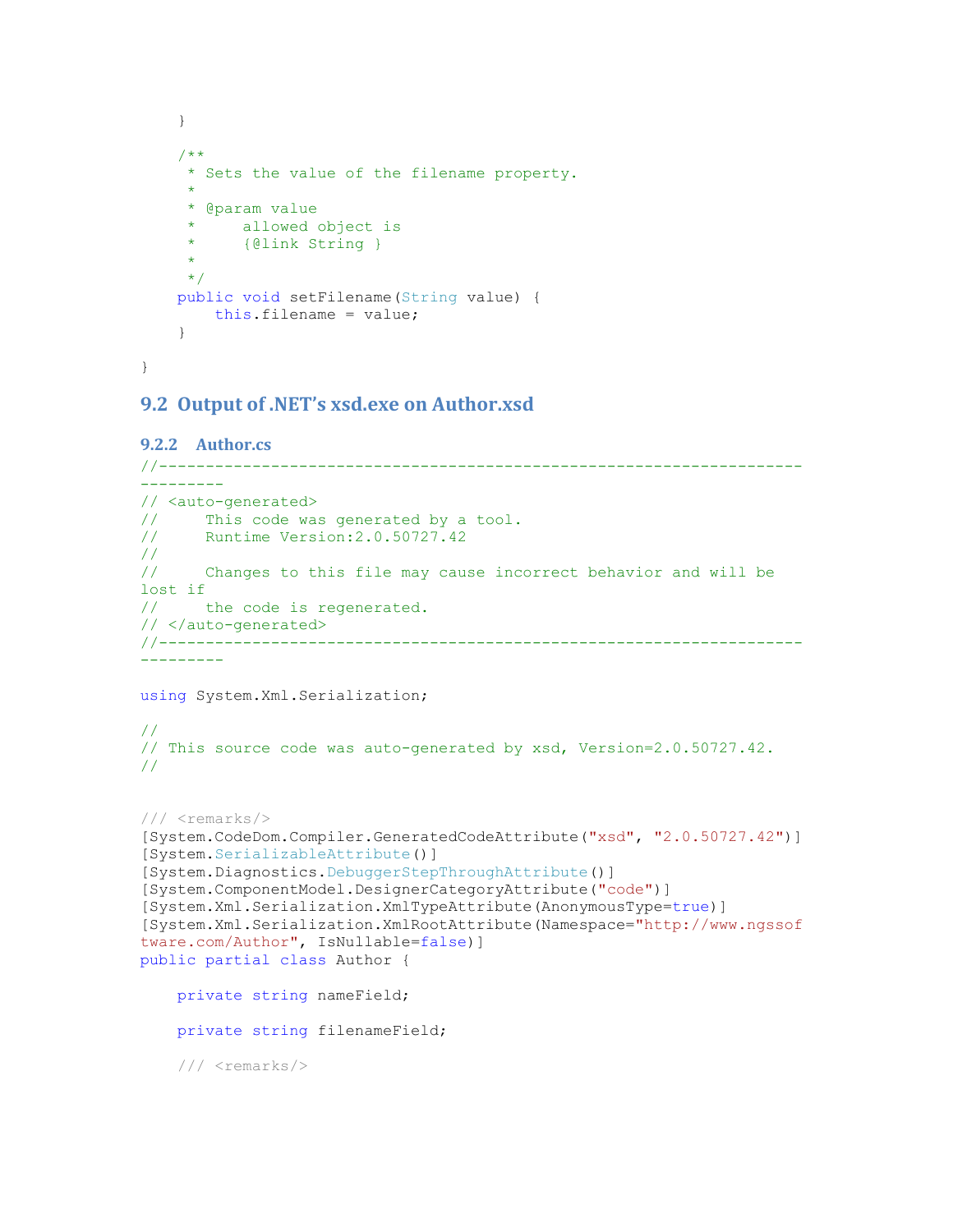```java
    }

    /**
     * Sets the value of the filename property.
     *
     * @param value
     *     allowed object is
     *     {@link String }
     *
     */
    public void setFilename(String value) {
        this.filename = value;
    }

}
```

## 9.2 Output of .NET's xsd.exe on Author.xsd

### 9.2.2 Author.cs

```csharp
//------------------------------------------------------------------------------
// <auto-generated>
//     This code was generated by a tool.
//     Runtime Version:2.0.50727.42
//
//     Changes to this file may cause incorrect behavior and will be lost if
//     the code is regenerated.
// </auto-generated>
//------------------------------------------------------------------------------

using System.Xml.Serialization;

//
// This source code was auto-generated by xsd, Version=2.0.50727.42.
//


/// <remarks/>
[System.CodeDom.Compiler.GeneratedCodeAttribute("xsd", "2.0.50727.42")]
[System.SerializableAttribute()]
[System.Diagnostics.DebuggerStepThroughAttribute()]
[System.ComponentModel.DesignerCategoryAttribute("code")]
[System.Xml.Serialization.XmlTypeAttribute(AnonymousType=true)]
[System.Xml.Serialization.XmlRootAttribute(Namespace="http://www.ngssoftware.com/Author", IsNullable=false)]
public partial class Author {

    private string nameField;

    private string filenameField;

    /// <remarks/>
```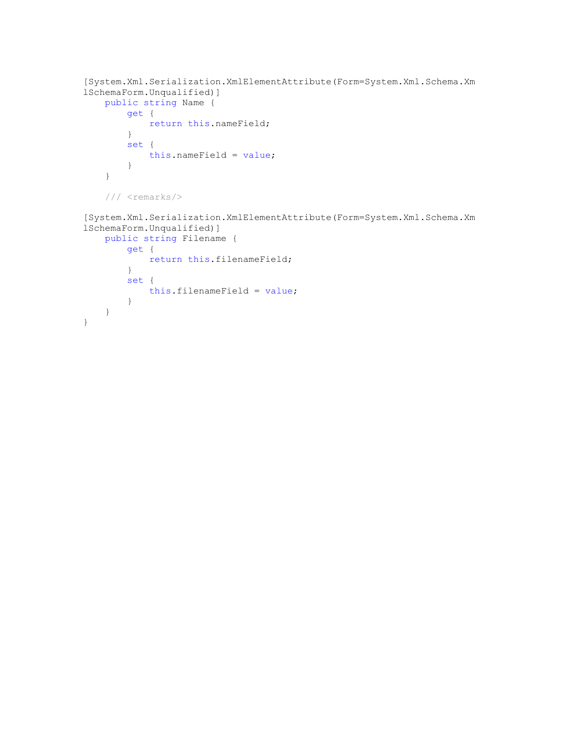```
[System.Xml.Serialization.XmlElementAttribute(Form=System.Xml.Schema.Xm
lSchemaForm.Unqualified)]
    public string Name {
        get {
            return this.nameField;
        }
        set {
            this.nameField = value;
        }
    }

    /// <remarks/>

[System.Xml.Serialization.XmlElementAttribute(Form=System.Xml.Schema.Xm
lSchemaForm.Unqualified)]
    public string Filename {
        get {
            return this.filenameField;
        }
        set {
            this.filenameField = value;
        }
    }
}
```